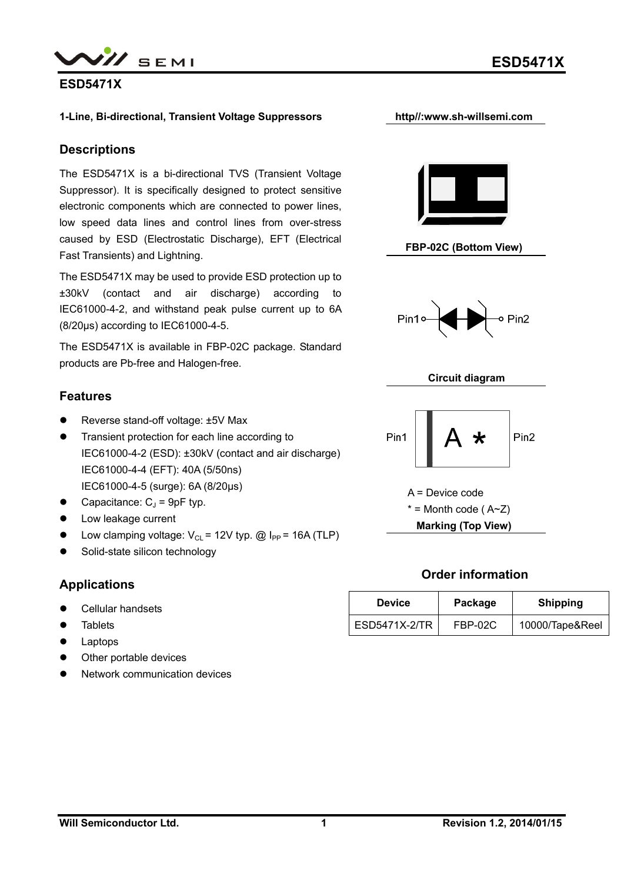# ESD5471X

**1-Line, Bi-directional, Transient Voltage Suppressors**

**http//:www.sh-willsemi.com**

## Descriptions

The ESD5471X is a bi-directional TVS (Transient Voltage Suppressor). It is specifically designed to protect sensitive electronic components which are connected to power lines, low speed data lines and control lines from over-stress caused by ESD (Electrostatic Discharge), EFT (Electrical Fast Transients) and Lightning.

The ESD5471X may be used to provide ESD protection up to ±30kV (contact and air discharge) according to IEC61000-4-2, and withstand peak pulse current up to 6A (8/20μs) according to IEC61000-4-5.

The ESD5471X is available in FBP-02C package. Standard products are Pb-free and Halogen-free.

**FBP-02C (Bottom View)**

Pin1 Pin2

**Circuit diagram**

Pin1 A * Pin2

A = Device code

* = Month code ( A~Z)

**Marking (Top View)**

## Features

- Reverse stand-off voltage: ±5V Max
- Transient protection for each line according to
  IEC61000-4-2 (ESD): ±30kV (contact and air discharge)
  IEC61000-4-4 (EFT): 40A (5/50ns)
  IEC61000-4-5 (surge): 6A (8/20μs)
- Capacitance: $C_J$ = 9pF typ.
- Low leakage current
- Low clamping voltage: $V_{CL}$ = 12V typ. @ $I_{PP}$ = 16A (TLP)
- Solid-state silicon technology

## Applications

- Cellular handsets
- Tablets
- Laptops
- Other portable devices
- Network communication devices

## Order information

| Device | Package | Shipping |
| --- | --- | --- |
| ESD5471X-2/TR | FBP-02C | 10000/Tape&Reel |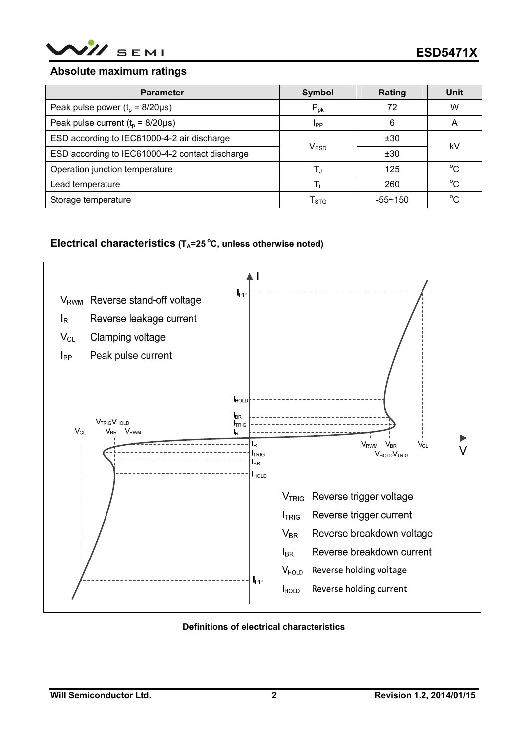## Absolute maximum ratings

| Parameter | Symbol | Rating | Unit |
|---|---|---|---|
| Peak pulse power ($t_p$ = 8/20μs) | $P_{pk}$ | 72 | W |
| Peak pulse current ($t_p$ = 8/20μs) | $I_{PP}$ | 6 | A |
| ESD according to IEC61000-4-2 air discharge | $V_{ESD}$ | ±30 | kV |
| ESD according to IEC61000-4-2 contact discharge | | ±30 | |
| Operation junction temperature | $T_J$ | 125 | °C |
| Lead temperature | $T_L$ | 260 | °C |
| Storage temperature | $T_{STG}$ | -55~150 | °C |

## Electrical characteristics ($T_A$=25°C, unless otherwise noted)

$V_{RWM}$ Reverse stand-off voltage

$I_R$ Reverse leakage current

$V_{CL}$ Clamping voltage

$I_{PP}$ Peak pulse current

$V_{TRIG}$ Reverse trigger voltage

$I_{TRIG}$ Reverse trigger current

$V_{BR}$ Reverse breakdown voltage

$I_{BR}$ Reverse breakdown current

$V_{HOLD}$ Reverse holding voltage

$I_{HOLD}$ Reverse holding current

**Definitions of electrical characteristics**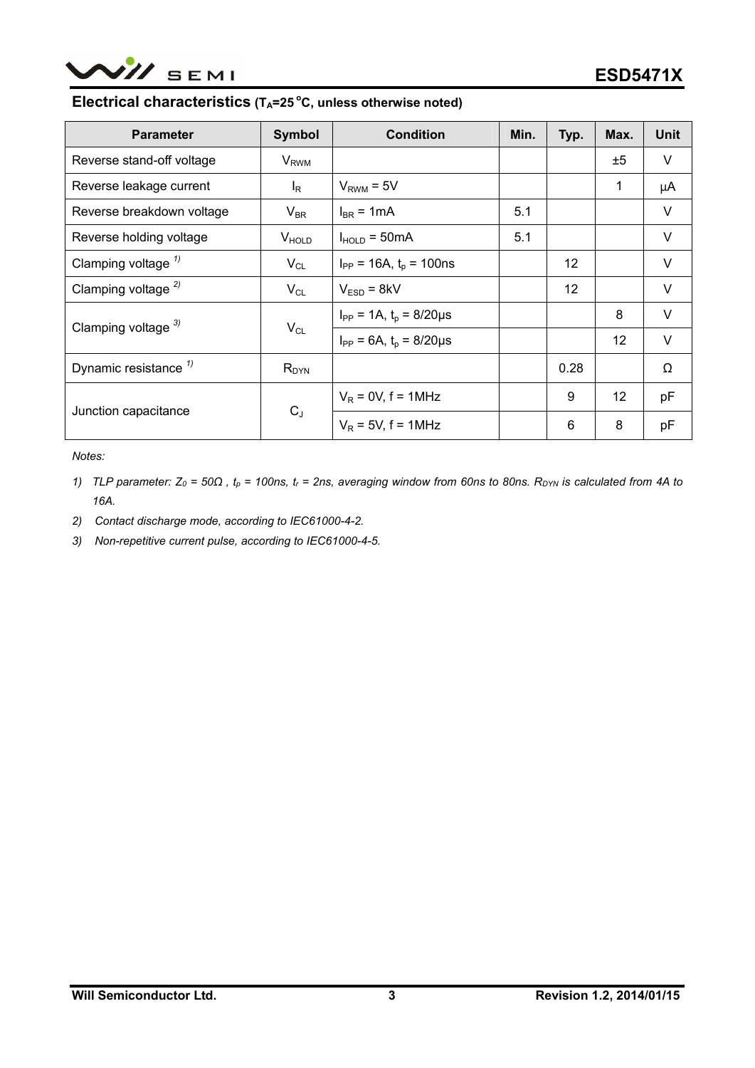## Electrical characteristics ($T_A$=25 °C, unless otherwise noted)

| Parameter | Symbol | Condition | Min. | Typ. | Max. | Unit |
|---|---|---|---|---|---|---|
| Reverse stand-off voltage | $V_{RWM}$ | | | | ±5 | V |
| Reverse leakage current | $I_R$ | $V_{RWM}$ = 5V | | | 1 | μA |
| Reverse breakdown voltage | $V_{BR}$ | $I_{BR}$ = 1mA | 5.1 | | | V |
| Reverse holding voltage | $V_{HOLD}$ | $I_{HOLD}$ = 50mA | 5.1 | | | V |
| Clamping voltage [1] | $V_{CL}$ | $I_{PP}$ = 16A, $t_p$ = 100ns | | 12 | | V |
| Clamping voltage [2] | $V_{CL}$ | $V_{ESD}$ = 8kV | | 12 | | V |
| Clamping voltage [3] | $V_{CL}$ | $I_{PP}$ = 1A, $t_p$ = 8/20μs | | | 8 | V |
| | | $I_{PP}$ = 6A, $t_p$ = 8/20μs | | | 12 | V |
| Dynamic resistance [1] | $R_{DYN}$ | | | 0.28 | | Ω |
| Junction capacitance | $C_J$ | $V_R$ = 0V, f = 1MHz | | 9 | 12 | pF |
| | | $V_R$ = 5V, f = 1MHz | | 6 | 8 | pF |

*Notes:*

1) *TLP parameter: $Z_0$ = 50Ω , $t_p$ = 100ns, $t_r$ = 2ns, averaging window from 60ns to 80ns. $R_{DYN}$ is calculated from 4A to 16A.*
2) *Contact discharge mode, according to IEC61000-4-2.*
3) *Non-repetitive current pulse, according to IEC61000-4-5.*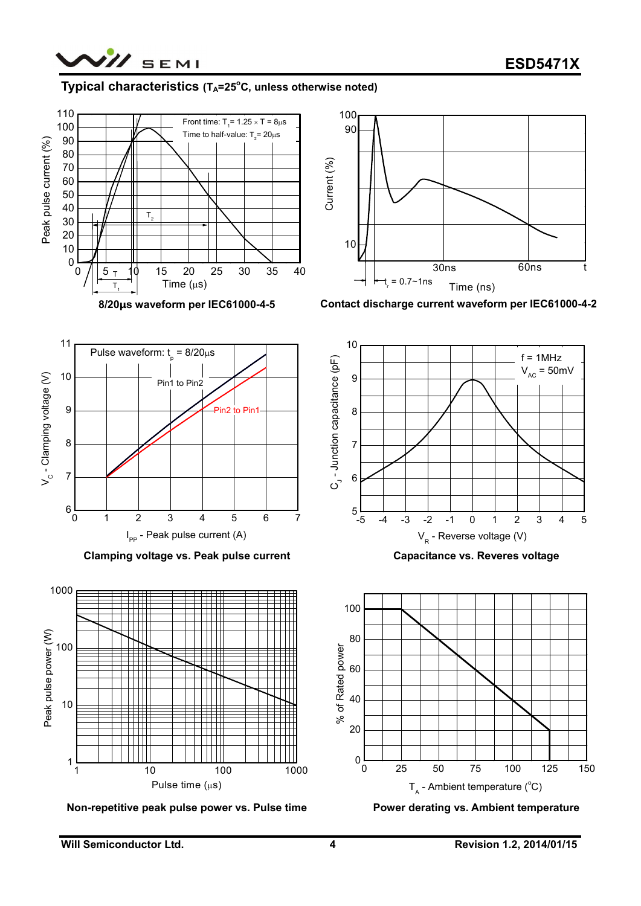## Typical characteristics ($T_A$=25°C, unless otherwise noted)

Front time: $T_1$= 1.25 × T = 8μs
Time to half-value: $T_2$= 20μs

**8/20μs waveform per IEC61000-4-5**

$t_r$ = 0.7~1ns

**Contact discharge current waveform per IEC61000-4-2**

Pulse waveform: $t_p$ = 8/20μs

**Clamping voltage vs. Peak pulse current**

f = 1MHz
$V_{AC}$ = 50mV

**Capacitance vs. Reveres voltage**

**Non-repetitive peak pulse power vs. Pulse time**

**Power derating vs. Ambient temperature**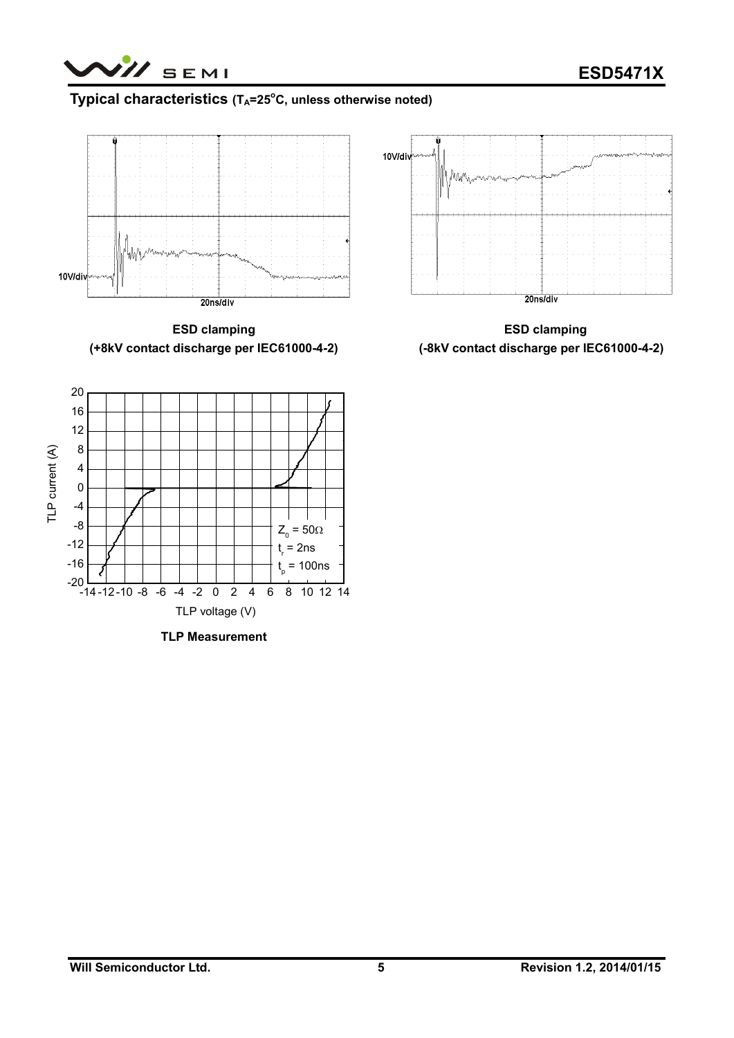## Typical characteristics ($T_A$=25°C, unless otherwise noted)

**ESD clamping**
**(+8kV contact discharge per IEC61000-4-2)**

**ESD clamping**
**(-8kV contact discharge per IEC61000-4-2)**

**TLP Measurement**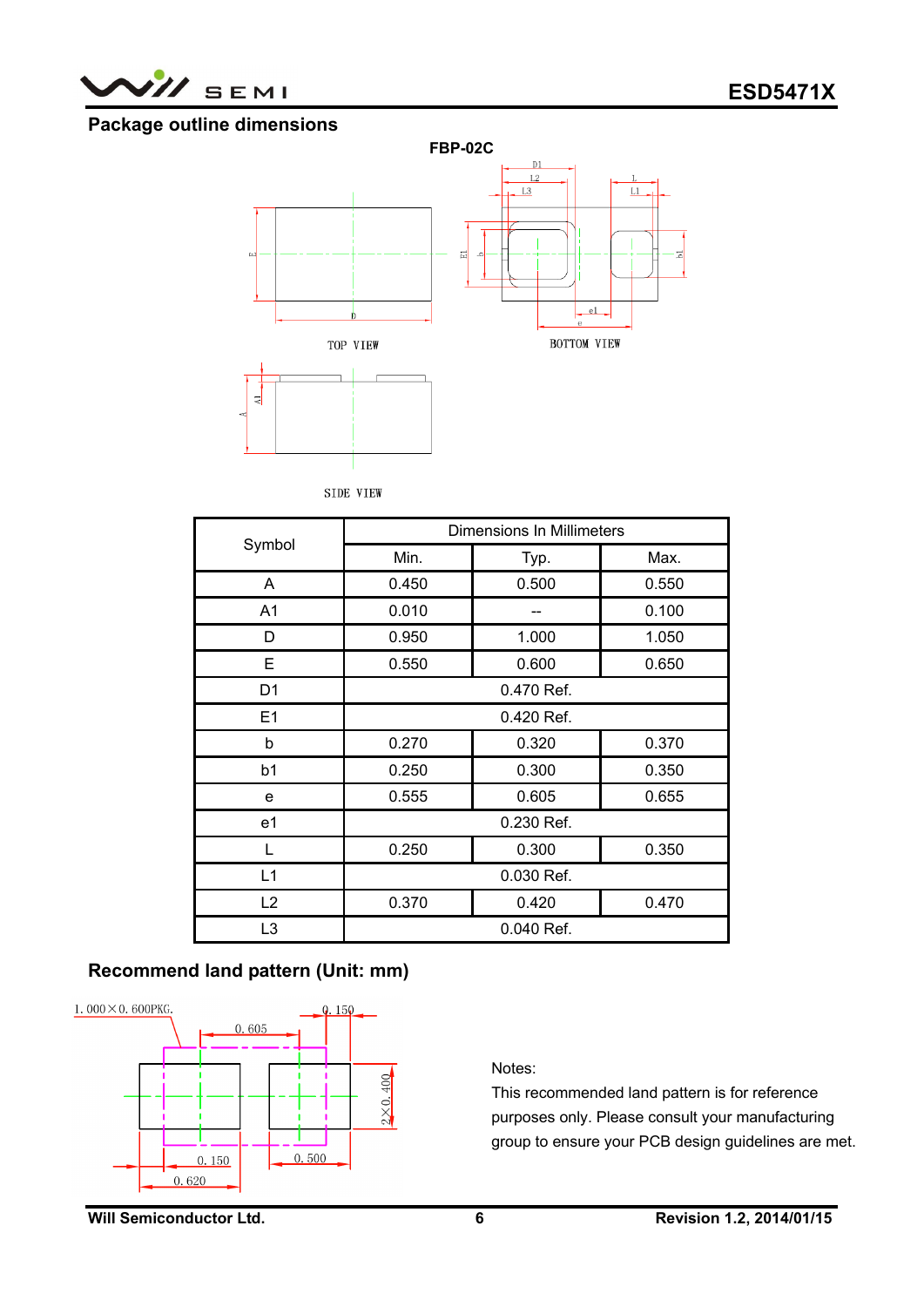## Package outline dimensions

**FBP-02C**

TOP VIEW

BOTTOM VIEW

SIDE VIEW

| Symbol | Dimensions In Millimeters | | |
|---|---|---|---|
| | Min. | Typ. | Max. |
| A | 0.450 | 0.500 | 0.550 |
| A1 | 0.010 | -- | 0.100 |
| D | 0.950 | 1.000 | 1.050 |
| E | 0.550 | 0.600 | 0.650 |
| D1 | 0.470 Ref. | | |
| E1 | 0.420 Ref. | | |
| b | 0.270 | 0.320 | 0.370 |
| b1 | 0.250 | 0.300 | 0.350 |
| e | 0.555 | 0.605 | 0.655 |
| e1 | 0.230 Ref. | | |
| L | 0.250 | 0.300 | 0.350 |
| L1 | 0.030 Ref. | | |
| L2 | 0.370 | 0.420 | 0.470 |
| L3 | 0.040 Ref. | | |

## Recommend land pattern (Unit: mm)

1.000×0.600PKG.
0.605
0.150
2×0.400
0.150
0.500
0.620

Notes:

This recommended land pattern is for reference purposes only. Please consult your manufacturing group to ensure your PCB design guidelines are met.